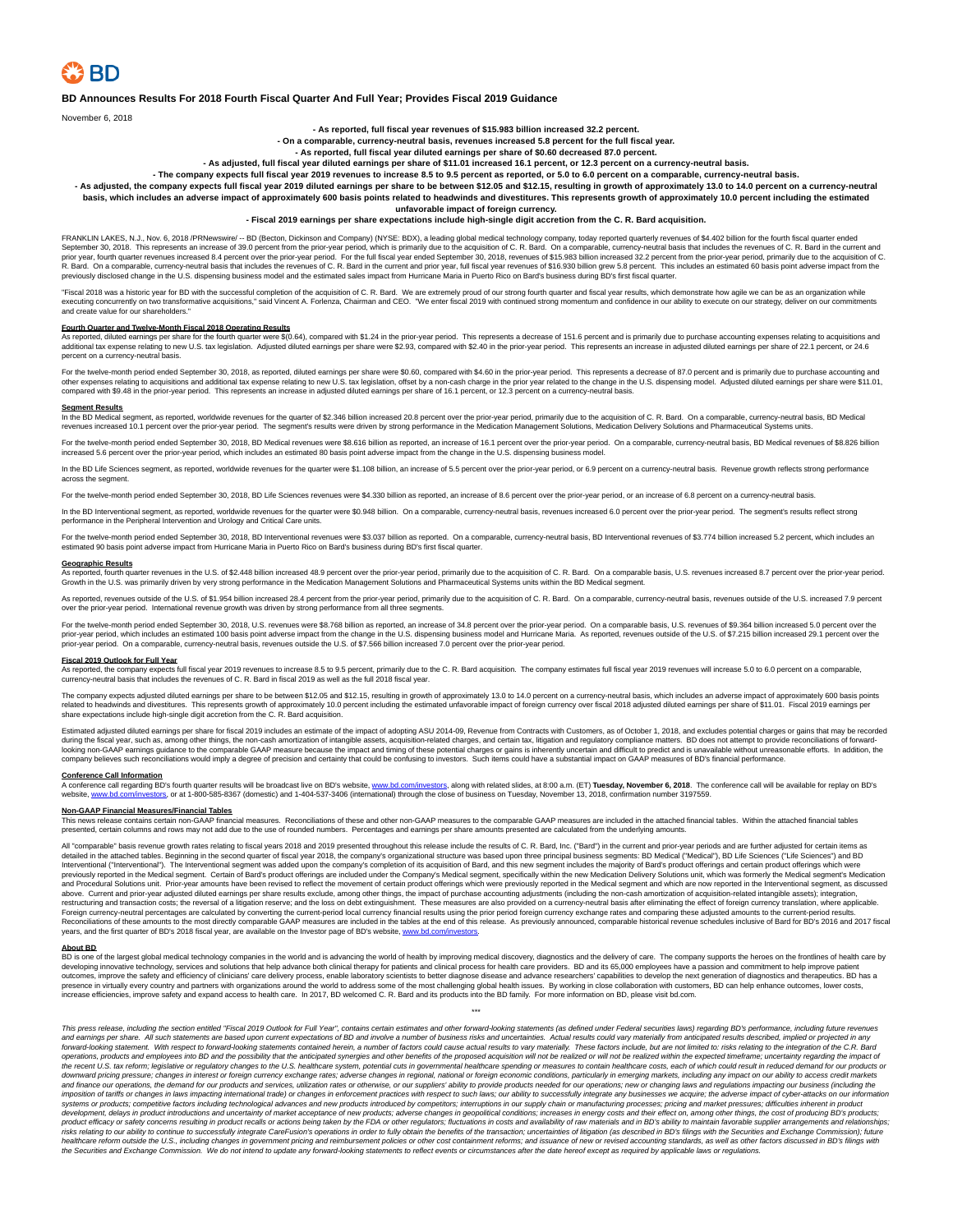BD

# BD Announces Results For 2018 Fourth Fiscal Quarter And Full Year; Provides Fiscal 2019 Guidance

November 6, 2018

**- As reported, full fiscal year revenues of $15.983 billion increased 32.2 percent.**

**- On a comparable, currency-neutral basis, revenues increased 5.8 percent for the full fiscal year.**

**- As reported, full fiscal year diluted earnings per share of $0.60 decreased 87.0 percent.**

**- As adjusted, full fiscal year diluted earnings per share of $11.01 increased 16.1 percent, or 12.3 percent on a currency-neutral basis.**

**- The company expects full fiscal year 2019 revenues to increase 8.5 to 9.5 percent as reported, or 5.0 to 6.0 percent on a comparable, currency-neutral basis.**

**- As adjusted, the company expects full fiscal year 2019 diluted earnings per share to be between $12.05 and $12.15, resulting in growth of approximately 13.0 to 14.0 percent on a currency-neutral basis, which includes an adverse impact of approximately 600 basis points related to headwinds and divestitures. This represents growth of approximately 10.0 percent including the estimated unfavorable impact of foreign currency.**

**- Fiscal 2019 earnings per share expectations include high-single digit accretion from the C. R. Bard acquisition.**

FRANKLIN LAKES, N.J., Nov. 6, 2018 /PRNewswire/ -- BD (Becton, Dickinson and Company) (NYSE: BDX), a leading global medical technology company, today reported quarterly revenues of $4.402 billion for the fourth fiscal quarter ended September 30, 2018. This represents an increase of 39.0 percent from the prior-year period, which is primarily due to the acquisition of C. R. Bard. On a comparable, currency-neutral basis that includes the revenues of C. R. Bard in the current and prior year, fourth quarter revenues increased 8.4 percent over the prior-year period. For the full fiscal year ended September 30, 2018, revenues of $15.983 billion increased 32.2 percent from the prior-year period, primarily due to the acquisition of C. R. Bard. On a comparable, currency-neutral basis that includes the revenues of C. R. Bard in the current and prior year, full fiscal year revenues of $16.930 billion grew 5.8 percent. This includes an estimated 60 basis point adverse impact from the previously disclosed change in the U.S. dispensing business model and the estimated sales impact from Hurricane Maria in Puerto Rico on Bard's business during BD's first fiscal quarter.

"Fiscal 2018 was a historic year for BD with the successful completion of the acquisition of C. R. Bard. We are extremely proud of our strong fourth quarter and fiscal year results, which demonstrate how agile we can be as an organization while executing concurrently on two transformative acquisitions," said Vincent A. Forlenza, Chairman and CEO. "We enter fiscal 2019 with continued strong momentum and confidence in our ability to execute on our strategy, deliver on our commitments and create value for our shareholders."

## Fourth Quarter and Twelve-Month Fiscal 2018 Operating Results

As reported, diluted earnings per share for the fourth quarter were $(0.64), compared with $1.24 in the prior-year period. This represents a decrease of 151.6 percent and is primarily due to purchase accounting expenses relating to acquisitions and additional tax expense relating to new U.S. tax legislation. Adjusted diluted earnings per share were $2.93, compared with $2.40 in the prior-year period. This represents an increase in adjusted diluted earnings per share of 22.1 percent, or 24.6 percent on a currency-neutral basis.

For the twelve-month period ended September 30, 2018, as reported, diluted earnings per share were $0.60, compared with $4.60 in the prior-year period. This represents a decrease of 87.0 percent and is primarily due to purchase accounting and other expenses relating to acquisitions and additional tax expense relating to new U.S. tax legislation, offset by a non-cash charge in the prior year related to the change in the U.S. dispensing model. Adjusted diluted earnings per share were $11.01, compared with $9.48 in the prior-year period. This represents an increase in adjusted diluted earnings per share of 16.1 percent, or 12.3 percent on a currency-neutral basis.

## Segment Results

In the BD Medical segment, as reported, worldwide revenues for the quarter of $2.346 billion increased 20.8 percent over the prior-year period, primarily due to the acquisition of C. R. Bard. On a comparable, currency-neutral basis, BD Medical revenues increased 10.1 percent over the prior-year period. The segment's results were driven by strong performance in the Medication Management Solutions, Medication Delivery Solutions and Pharmaceutical Systems units.

For the twelve-month period ended September 30, 2018, BD Medical revenues were $8.616 billion as reported, an increase of 16.1 percent over the prior-year period. On a comparable, currency-neutral basis, BD Medical revenues of $8.826 billion increased 5.6 percent over the prior-year period, which includes an estimated 80 basis point adverse impact from the change in the U.S. dispensing business model.

In the BD Life Sciences segment, as reported, worldwide revenues for the quarter were $1.108 billion, an increase of 5.5 percent over the prior-year period, or 6.9 percent on a currency-neutral basis. Revenue growth reflects strong performance across the segment.

For the twelve-month period ended September 30, 2018, BD Life Sciences revenues were $4.330 billion as reported, an increase of 8.6 percent over the prior-year period, or an increase of 6.8 percent on a currency-neutral basis.

In the BD Interventional segment, as reported, worldwide revenues for the quarter were $0.948 billion. On a comparable, currency-neutral basis, revenues increased 6.0 percent over the prior-year period. The segment's results reflect strong performance in the Peripheral Intervention and Urology and Critical Care units.

For the twelve-month period ended September 30, 2018, BD Interventional revenues were $3.037 billion as reported. On a comparable, currency-neutral basis, BD Interventional revenues of $3.774 billion increased 5.2 percent, which includes an estimated 90 basis point adverse impact from Hurricane Maria in Puerto Rico on Bard's business during BD's first fiscal quarter.

## Geographic Results

As reported, fourth quarter revenues in the U.S. of $2.448 billion increased 48.9 percent over the prior-year period, primarily due to the acquisition of C. R. Bard. On a comparable basis, U.S. revenues increased 8.7 percent over the prior-year period. Growth in the U.S. was primarily driven by very strong performance in the Medication Management Solutions and Pharmaceutical Systems units within the BD Medical segment.

As reported, revenues outside of the U.S. of $1.954 billion increased 28.4 percent from the prior-year period, primarily due to the acquisition of C. R. Bard. On a comparable, currency-neutral basis, revenues outside of the U.S. increased 7.9 percent over the prior-year period. International revenue growth was driven by strong performance from all three segments.

For the twelve-month period ended September 30, 2018, U.S. revenues were $8.768 billion as reported, an increase of 34.8 percent over the prior-year period. On a comparable basis, U.S. revenues of $9.364 billion increased 5.0 percent over the prior-year period, which includes an estimated 100 basis point adverse impact from the change in the U.S. dispensing business model and Hurricane Maria. As reported, revenues outside of the U.S. of $7.215 billion increased 29.1 percent over the prior-year period. On a comparable, currency-neutral basis, revenues outside the U.S. of $7.566 billion increased 7.0 percent over the prior-year period.

## Fiscal 2019 Outlook for Full Year

As reported, the company expects full fiscal year 2019 revenues to increase 8.5 to 9.5 percent, primarily due to the C. R. Bard acquisition. The company estimates full fiscal year 2019 revenues will increase 5.0 to 6.0 percent on a comparable, currency-neutral basis that includes the revenues of C. R. Bard in fiscal 2019 as well as the full 2018 fiscal year.

The company expects adjusted diluted earnings per share to be between $12.05 and $12.15, resulting in growth of approximately 13.0 to 14.0 percent on a currency-neutral basis, which includes an adverse impact of approximately 600 basis points related to headwinds and divestitures. This represents growth of approximately 10.0 percent including the estimated unfavorable impact of foreign currency over fiscal 2018 adjusted diluted earnings per share of $11.01. Fiscal 2019 earnings per share expectations include high-single digit accretion from the C. R. Bard acquisition.

Estimated adjusted diluted earnings per share for fiscal 2019 includes an estimate of the impact of adopting ASU 2014-09, Revenue from Contracts with Customers, as of October 1, 2018, and excludes potential charges or gains that may be recorded during the fiscal year, such as, among other things, the non-cash amortization of intangible assets, acquisition-related charges, and certain tax, litigation and regulatory compliance matters. BD does not attempt to provide reconciliations of forward-looking non-GAAP earnings guidance to the comparable GAAP measure because the impact and timing of these potential charges or gains is inherently uncertain and difficult to predict and is unavailable without unreasonable efforts. In addition, the company believes such reconciliations would imply a degree of precision and certainty that could be confusing to investors. Such items could have a substantial impact on GAAP measures of BD's financial performance.

## Conference Call Information

A conference call regarding BD's fourth quarter results will be broadcast live on BD's website, www.bd.com/investors, along with related slides, at 8:00 a.m. (ET) **Tuesday, November 6, 2018**. The conference call will be available for replay on BD's website, www.bd.com/investors, or at 1-800-585-8367 (domestic) and 1-404-537-3406 (international) through the close of business on Tuesday, November 13, 2018, confirmation number 3197559.

## Non-GAAP Financial Measures/Financial Tables

This news release contains certain non-GAAP financial measures. Reconciliations of these and other non-GAAP measures to the comparable GAAP measures are included in the attached financial tables. Within the attached financial tables presented, certain columns and rows may not add due to the use of rounded numbers. Percentages and earnings per share amounts presented are calculated from the underlying amounts.

All "comparable" basis revenue growth rates relating to fiscal years 2018 and 2019 presented throughout this release include the results of C. R. Bard, Inc. ("Bard") in the current and prior-year periods and are further adjusted for certain items as detailed in the attached tables. Beginning in the second quarter of fiscal year 2018, the company's organizational structure was based upon three principal business segments: BD Medical ("Medical"), BD Life Sciences ("Life Sciences") and BD Interventional ("Interventional"). The Interventional segment was added upon the company's completion of its acquisition of Bard, and this new segment includes the majority of Bard's product offerings and certain product offerings which were previously reported in the Medical segment. Certain of Bard's product offerings are included under the Company's Medical segment, specifically within the new Medication Delivery Solutions unit, which was formerly the Medical segment's Medication and Procedural Solutions unit. Prior-year amounts have been revised to reflect the movement of certain product offerings which were previously reported in the Medical segment and which are now reported in the Interventional segment, as discussed above. Current and prior-year adjusted diluted earnings per share results exclude, among other things, the impact of purchase accounting adjustments (including the non-cash amortization of acquisition-related intangible assets); integration, restructuring and transaction costs; the reversal of a litigation reserve; and the loss on debt extinguishment. These measures are also provided on a currency-neutral basis after eliminating the effect of foreign currency translation, where applicable. Foreign currency-neutral percentages are calculated by converting the current-period local currency financial results using the prior period foreign currency exchange rates and comparing these adjusted amounts to the current-period results. Reconciliations of these amounts to the most directly comparable GAAP measures are included in the tables at the end of this release. As previously announced, comparable historical revenue schedules inclusive of Bard for BD's 2016 and 2017 fiscal years, and the first quarter of BD's 2018 fiscal year, are available on the Investor page of BD's website, www.bd.com/investors.

## About BD

BD is one of the largest global medical technology companies in the world and is advancing the world of health by improving medical discovery, diagnostics and the delivery of care. The company supports the heroes on the frontlines of health care by developing innovative technology, services and solutions that help advance both clinical therapy for patients and clinical process for health care providers. BD and its 65,000 employees have a passion and commitment to help improve patient outcomes, improve the safety and efficiency of clinicians' care delivery process, enable laboratory scientists to better diagnose disease and advance researchers' capabilities to develop the next generation of diagnostics and therapeutics. BD has a presence in virtually every country and partners with organizations around the world to address some of the most challenging global health issues. By working in close collaboration with customers, BD can help enhance outcomes, lower costs, increase efficiencies, improve safety and expand access to health care. In 2017, BD welcomed C. R. Bard and its products into the BD family. For more information on BD, please visit bd.com.

***

*This press release, including the section entitled "Fiscal 2019 Outlook for Full Year", contains certain estimates and other forward-looking statements (as defined under Federal securities laws) regarding BD's performance, including future revenues and earnings per share. All such statements are based upon current expectations of BD and involve a number of business risks and uncertainties. Actual results could vary materially from anticipated results described, implied or projected in any forward-looking statement. With respect to forward-looking statements contained herein, a number of factors could cause actual results to vary materially. These factors include, but are not limited to: risks relating to the integration of the C.R. Bard operations, products and employees into BD and the possibility that the anticipated synergies and other benefits of the proposed acquisition will not be realized or will not be realized within the expected timeframe; uncertainty regarding the impact of the recent U.S. tax reform; legislative or regulatory changes to the U.S. healthcare system, potential cuts in governmental healthcare spending or measures to contain healthcare costs, each of which could result in reduced demand for our products or downward pricing pressure; changes in interest or foreign currency exchange rates; adverse changes in regional, national or foreign economic conditions, particularly in emerging markets, including any impact on our ability to access credit markets and finance our operations, the demand for our products and services, utilization rates or otherwise, or our suppliers' ability to provide products needed for our operations; new or changing laws and regulations impacting our business (including the imposition of tariffs or changes in laws impacting international trade) or changes in enforcement practices with respect to such laws; our ability to successfully integrate any businesses we acquire; the adverse impact of cyber-attacks on our information systems or products; competitive factors including technological advances and new products introduced by competitors; interruptions in our supply chain or manufacturing processes; pricing and market pressures; difficulties inherent in product development, delays in product introductions and uncertainty of market acceptance of new products; adverse changes in geopolitical conditions; increases in energy costs and their effect on, among other things, the cost of producing BD's products; product efficacy or safety concerns resulting in product recalls or actions being taken by the FDA or other regulators; fluctuations in costs and availability of raw materials and in BD's ability to maintain favorable supplier arrangements and relationships; risks relating to our ability to continue to successfully integrate CareFusion's operations in order to fully obtain the benefits of the transaction; uncertainties of litigation (as described in BD's filings with the Securities and Exchange Commission); future healthcare reform outside the U.S., including changes in government pricing and reimbursement policies or other cost containment reforms; and issuance of new or revised accounting standards, as well as other factors discussed in BD's filings with the Securities and Exchange Commission. We do not intend to update any forward-looking statements to reflect events or circumstances after the date hereof except as required by applicable laws or regulations.*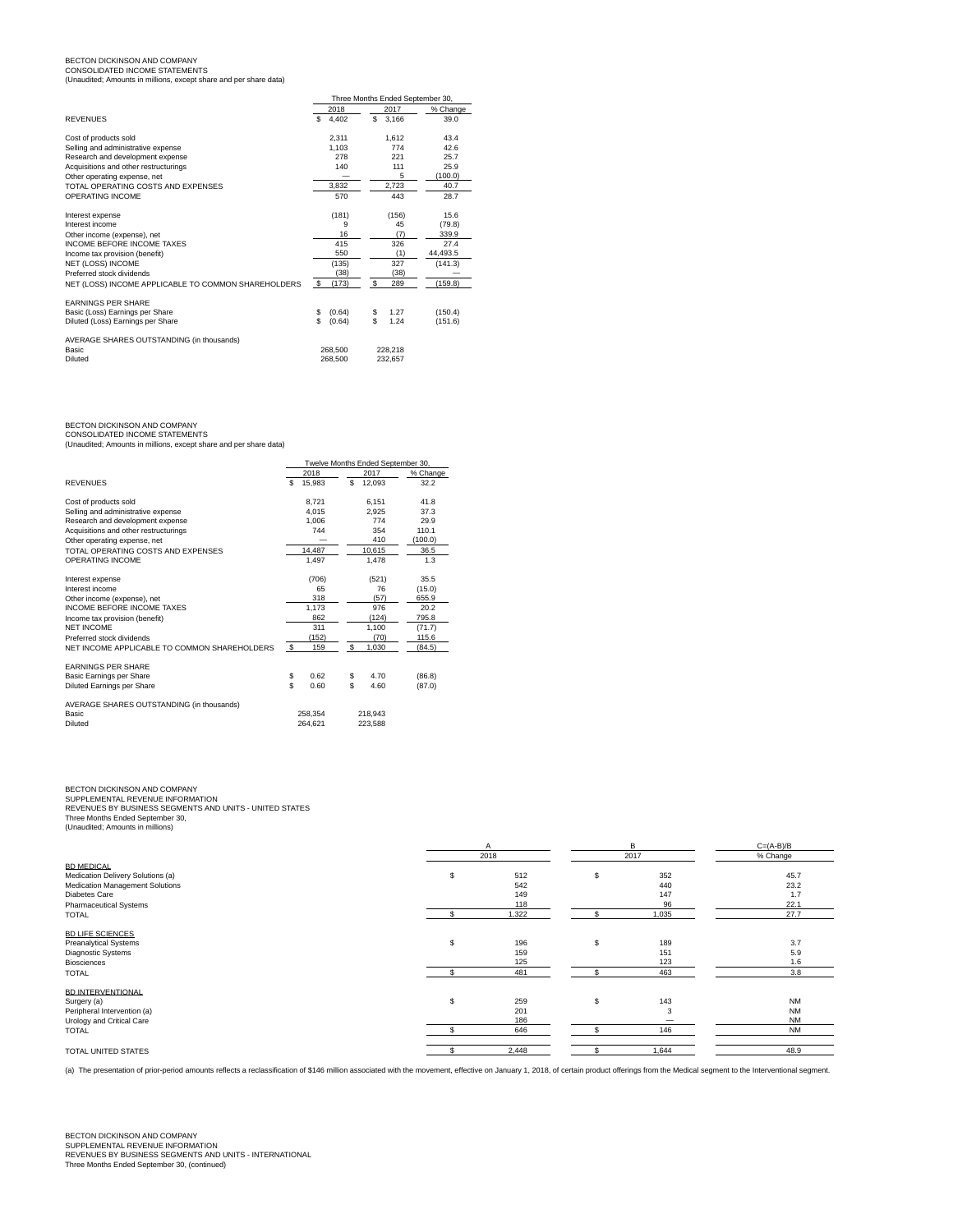BECTON DICKINSON AND COMPANY
CONSOLIDATED INCOME STATEMENTS
(Unaudited; Amounts in millions, except share and per share data)

| | Three Months Ended September 30, | | |
|---|---|---|---|
| | 2018 | 2017 | % Change |
| REVENUES | $ 4,402 | $ 3,166 | 39.0 |
| | | | |
| Cost of products sold | 2,311 | 1,612 | 43.4 |
| Selling and administrative expense | 1,103 | 774 | 42.6 |
| Research and development expense | 278 | 221 | 25.7 |
| Acquisitions and other restructurings | 140 | 111 | 25.9 |
| Other operating expense, net | — | 5 | (100.0) |
| TOTAL OPERATING COSTS AND EXPENSES | 3,832 | 2,723 | 40.7 |
| OPERATING INCOME | 570 | 443 | 28.7 |
| | | | |
| Interest expense | (181) | (156) | 15.6 |
| Interest income | 9 | 45 | (79.8) |
| Other income (expense), net | 16 | (7) | 339.9 |
| INCOME BEFORE INCOME TAXES | 415 | 326 | 27.4 |
| Income tax provision (benefit) | 550 | (1) | 44,493.5 |
| NET (LOSS) INCOME | (135) | 327 | (141.3) |
| Preferred stock dividends | (38) | (38) | — |
| NET (LOSS) INCOME APPLICABLE TO COMMON SHAREHOLDERS | $ (173) | $ 289 | (159.8) |
| | | | |
| EARNINGS PER SHARE | | | |
| Basic (Loss) Earnings per Share | $ (0.64) | $ 1.27 | (150.4) |
| Diluted (Loss) Earnings per Share | $ (0.64) | $ 1.24 | (151.6) |
| | | | |
| AVERAGE SHARES OUTSTANDING (in thousands) | | | |
| Basic | 268,500 | 228,218 | |
| Diluted | 268,500 | 232,657 | |

BECTON DICKINSON AND COMPANY
CONSOLIDATED INCOME STATEMENTS
(Unaudited; Amounts in millions, except share and per share data)

| | Twelve Months Ended September 30, | | |
|---|---|---|---|
| | 2018 | 2017 | % Change |
| REVENUES | $ 15,983 | $ 12,093 | 32.2 |
| | | | |
| Cost of products sold | 8,721 | 6,151 | 41.8 |
| Selling and administrative expense | 4,015 | 2,925 | 37.3 |
| Research and development expense | 1,006 | 774 | 29.9 |
| Acquisitions and other restructurings | 744 | 354 | 110.1 |
| Other operating expense, net | — | 410 | (100.0) |
| TOTAL OPERATING COSTS AND EXPENSES | 14,487 | 10,615 | 36.5 |
| OPERATING INCOME | 1,497 | 1,478 | 1.3 |
| | | | |
| Interest expense | (706) | (521) | 35.5 |
| Interest income | 65 | 76 | (15.0) |
| Other income (expense), net | 318 | (57) | 655.9 |
| INCOME BEFORE INCOME TAXES | 1,173 | 976 | 20.2 |
| Income tax provision (benefit) | 862 | (124) | 795.8 |
| NET INCOME | 311 | 1,100 | (71.7) |
| Preferred stock dividends | (152) | (70) | 115.6 |
| NET INCOME APPLICABLE TO COMMON SHAREHOLDERS | $ 159 | $ 1,030 | (84.5) |
| | | | |
| EARNINGS PER SHARE | | | |
| Basic Earnings per Share | $ 0.62 | $ 4.70 | (86.8) |
| Diluted Earnings per Share | $ 0.60 | $ 4.60 | (87.0) |
| | | | |
| AVERAGE SHARES OUTSTANDING (in thousands) | | | |
| Basic | 258,354 | 218,943 | |
| Diluted | 264,621 | 223,588 | |

BECTON DICKINSON AND COMPANY
SUPPLEMENTAL REVENUE INFORMATION
REVENUES BY BUSINESS SEGMENTS AND UNITS - UNITED STATES
Three Months Ended September 30,
(Unaudited; Amounts in millions)

| | A | B | C=(A-B)/B |
|---|---|---|---|
| | 2018 | 2017 | % Change |
| BD MEDICAL | | | |
| Medication Delivery Solutions (a) | $ 512 | $ 352 | 45.7 |
| Medication Management Solutions | 542 | 440 | 23.2 |
| Diabetes Care | 149 | 147 | 1.7 |
| Pharmaceutical Systems | 118 | 96 | 22.1 |
| TOTAL | $ 1,322 | $ 1,035 | 27.7 |
| | | | |
| BD LIFE SCIENCES | | | |
| Preanalytical Systems | $ 196 | $ 189 | 3.7 |
| Diagnostic Systems | 159 | 151 | 5.9 |
| Biosciences | 125 | 123 | 1.6 |
| TOTAL | $ 481 | $ 463 | 3.8 |
| | | | |
| BD INTERVENTIONAL | | | |
| Surgery (a) | $ 259 | $ 143 | NM |
| Peripheral Intervention (a) | 201 | 3 | NM |
| Urology and Critical Care | 186 | — | NM |
| TOTAL | $ 646 | $ 146 | NM |
| | | | |
| TOTAL UNITED STATES | $ 2,448 | $ 1,644 | 48.9 |

(a) The presentation of prior-period amounts reflects a reclassification of $146 million associated with the movement, effective on January 1, 2018, of certain product offerings from the Medical segment to the Interventional segment.

BECTON DICKINSON AND COMPANY
SUPPLEMENTAL REVENUE INFORMATION
REVENUES BY BUSINESS SEGMENTS AND UNITS - INTERNATIONAL
Three Months Ended September 30, (continued)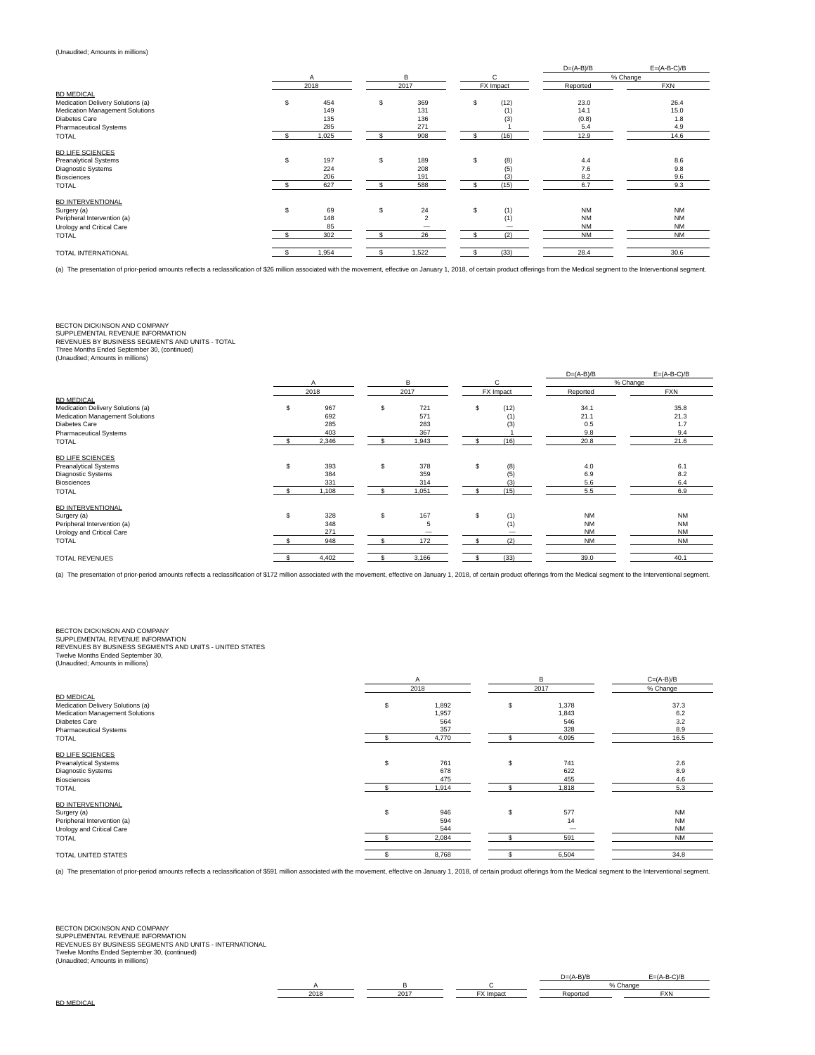(Unaudited; Amounts in millions)

| | A | B | C | D=(A-B)/B | E=(A-B-C)/B |
|---|---|---|---|---|---|
| | | | | % Change | |
| | 2018 | 2017 | FX Impact | Reported | FXN |
| BD MEDICAL | | | | | |
| Medication Delivery Solutions (a) | $ 454 | $ 369 | $ (12) | 23.0 | 26.4 |
| Medication Management Solutions | 149 | 131 | (1) | 14.1 | 15.0 |
| Diabetes Care | 135 | 136 | (3) | (0.8) | 1.8 |
| Pharmaceutical Systems | 285 | 271 | 1 | 5.4 | 4.9 |
| TOTAL | $ 1,025 | $ 908 | $ (16) | 12.9 | 14.6 |
| BD LIFE SCIENCES | | | | | |
| Preanalytical Systems | $ 197 | $ 189 | $ (8) | 4.4 | 8.6 |
| Diagnostic Systems | 224 | 208 | (5) | 7.6 | 9.8 |
| Biosciences | 206 | 191 | (3) | 8.2 | 9.6 |
| TOTAL | $ 627 | $ 588 | $ (15) | 6.7 | 9.3 |
| BD INTERVENTIONAL | | | | | |
| Surgery (a) | $ 69 | $ 24 | $ (1) | NM | NM |
| Peripheral Intervention (a) | 148 | 2 | (1) | NM | NM |
| Urology and Critical Care | 85 | — | — | NM | NM |
| TOTAL | $ 302 | $ 26 | $ (2) | NM | NM |
| TOTAL INTERNATIONAL | $ 1,954 | $ 1,522 | $ (33) | 28.4 | 30.6 |

(a) The presentation of prior-period amounts reflects a reclassification of $26 million associated with the movement, effective on January 1, 2018, of certain product offerings from the Medical segment to the Interventional segment.

BECTON DICKINSON AND COMPANY
SUPPLEMENTAL REVENUE INFORMATION
REVENUES BY BUSINESS SEGMENTS AND UNITS - TOTAL
Three Months Ended September 30, (continued)
(Unaudited; Amounts in millions)

| | A | B | C | D=(A-B)/B | E=(A-B-C)/B |
|---|---|---|---|---|---|
| | | | | % Change | |
| | 2018 | 2017 | FX Impact | Reported | FXN |
| BD MEDICAL | | | | | |
| Medication Delivery Solutions (a) | $ 967 | $ 721 | $ (12) | 34.1 | 35.8 |
| Medication Management Solutions | 692 | 571 | (1) | 21.1 | 21.3 |
| Diabetes Care | 285 | 283 | (3) | 0.5 | 1.7 |
| Pharmaceutical Systems | 403 | 367 | 1 | 9.8 | 9.4 |
| TOTAL | $ 2,346 | $ 1,943 | $ (16) | 20.8 | 21.6 |
| BD LIFE SCIENCES | | | | | |
| Preanalytical Systems | $ 393 | $ 378 | $ (8) | 4.0 | 6.1 |
| Diagnostic Systems | 384 | 359 | (5) | 6.9 | 8.2 |
| Biosciences | 331 | 314 | (3) | 5.6 | 6.4 |
| TOTAL | $ 1,108 | $ 1,051 | $ (15) | 5.5 | 6.9 |
| BD INTERVENTIONAL | | | | | |
| Surgery (a) | $ 328 | $ 167 | $ (1) | NM | NM |
| Peripheral Intervention (a) | 348 | 5 | (1) | NM | NM |
| Urology and Critical Care | 271 | — | — | NM | NM |
| TOTAL | $ 948 | $ 172 | $ (2) | NM | NM |
| TOTAL REVENUES | $ 4,402 | $ 3,166 | $ (33) | 39.0 | 40.1 |

(a) The presentation of prior-period amounts reflects a reclassification of $172 million associated with the movement, effective on January 1, 2018, of certain product offerings from the Medical segment to the Interventional segment.

BECTON DICKINSON AND COMPANY
SUPPLEMENTAL REVENUE INFORMATION
REVENUES BY BUSINESS SEGMENTS AND UNITS - UNITED STATES
Twelve Months Ended September 30,
(Unaudited; Amounts in millions)

| | A | B | C=(A-B)/B |
|---|---|---|---|
| | 2018 | 2017 | % Change |
| BD MEDICAL | | | |
| Medication Delivery Solutions (a) | $ 1,892 | $ 1,378 | 37.3 |
| Medication Management Solutions | 1,957 | 1,843 | 6.2 |
| Diabetes Care | 564 | 546 | 3.2 |
| Pharmaceutical Systems | 357 | 328 | 8.9 |
| TOTAL | $ 4,770 | $ 4,095 | 16.5 |
| BD LIFE SCIENCES | | | |
| Preanalytical Systems | $ 761 | $ 741 | 2.6 |
| Diagnostic Systems | 678 | 622 | 8.9 |
| Biosciences | 475 | 455 | 4.6 |
| TOTAL | $ 1,914 | $ 1,818 | 5.3 |
| BD INTERVENTIONAL | | | |
| Surgery (a) | $ 946 | $ 577 | NM |
| Peripheral Intervention (a) | 594 | 14 | NM |
| Urology and Critical Care | 544 | — | NM |
| TOTAL | $ 2,084 | $ 591 | NM |
| TOTAL UNITED STATES | $ 8,768 | $ 6,504 | 34.8 |

(a) The presentation of prior-period amounts reflects a reclassification of $591 million associated with the movement, effective on January 1, 2018, of certain product offerings from the Medical segment to the Interventional segment.

BECTON DICKINSON AND COMPANY
SUPPLEMENTAL REVENUE INFORMATION
REVENUES BY BUSINESS SEGMENTS AND UNITS - INTERNATIONAL
Twelve Months Ended September 30, (continued)
(Unaudited; Amounts in millions)

| | A | B | C | D=(A-B)/B | E=(A-B-C)/B |
|---|---|---|---|---|---|
| | | | | % Change | |
| | 2018 | 2017 | FX Impact | Reported | FXN |
| BD MEDICAL | | | | | |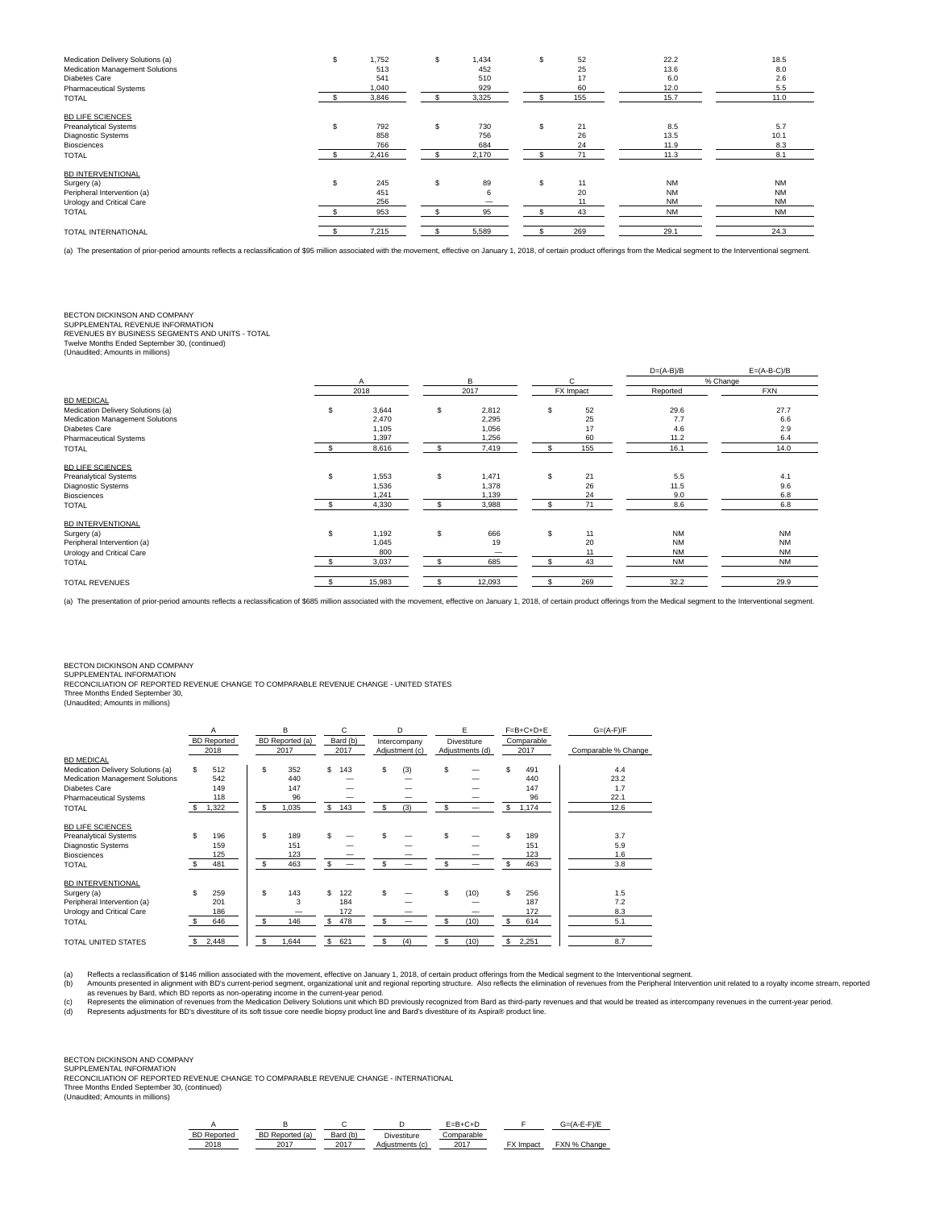| | A | B | C | D | E |
|---|---|---|---|---|---|
| Medication Delivery Solutions (a) | $ 1,752 | $ 1,434 | $ 52 | 22.2 | 18.5 |
| Medication Management Solutions | 513 | 452 | 25 | 13.6 | 8.0 |
| Diabetes Care | 541 | 510 | 17 | 6.0 | 2.6 |
| Pharmaceutical Systems | 1,040 | 929 | 60 | 12.0 | 5.5 |
| TOTAL | $ 3,846 | $ 3,325 | $ 155 | 15.7 | 11.0 |
| **BD LIFE SCIENCES** | | | | | |
| Preanalytical Systems | $ 792 | $ 730 | $ 21 | 8.5 | 5.7 |
| Diagnostic Systems | 858 | 756 | 26 | 13.5 | 10.1 |
| Biosciences | 766 | 684 | 24 | 11.9 | 8.3 |
| TOTAL | $ 2,416 | $ 2,170 | $ 71 | 11.3 | 8.1 |
| **BD INTERVENTIONAL** | | | | | |
| Surgery (a) | $ 245 | $ 89 | $ 11 | NM | NM |
| Peripheral Intervention (a) | 451 | 6 | 20 | NM | NM |
| Urology and Critical Care | 256 | — | 11 | NM | NM |
| TOTAL | $ 953 | $ 95 | $ 43 | NM | NM |
| TOTAL INTERNATIONAL | $ 7,215 | $ 5,589 | $ 269 | 29.1 | 24.3 |

(a) The presentation of prior-period amounts reflects a reclassification of $95 million associated with the movement, effective on January 1, 2018, of certain product offerings from the Medical segment to the Interventional segment.

BECTON DICKINSON AND COMPANY
SUPPLEMENTAL REVENUE INFORMATION
REVENUES BY BUSINESS SEGMENTS AND UNITS - TOTAL
Twelve Months Ended September 30, (continued)
(Unaudited; Amounts in millions)

| | A | B | C | D=(A-B)/B | E=(A-B-C)/B |
|---|---|---|---|---|---|
| | | | | % Change | |
| | 2018 | 2017 | FX Impact | Reported | FXN |
| **BD MEDICAL** | | | | | |
| Medication Delivery Solutions (a) | $ 3,644 | $ 2,812 | $ 52 | 29.6 | 27.7 |
| Medication Management Solutions | 2,470 | 2,295 | 25 | 7.7 | 6.6 |
| Diabetes Care | 1,105 | 1,056 | 17 | 4.6 | 2.9 |
| Pharmaceutical Systems | 1,397 | 1,256 | 60 | 11.2 | 6.4 |
| TOTAL | $ 8,616 | $ 7,419 | $ 155 | 16.1 | 14.0 |
| **BD LIFE SCIENCES** | | | | | |
| Preanalytical Systems | $ 1,553 | $ 1,471 | $ 21 | 5.5 | 4.1 |
| Diagnostic Systems | 1,536 | 1,378 | 26 | 11.5 | 9.6 |
| Biosciences | 1,241 | 1,139 | 24 | 9.0 | 6.8 |
| TOTAL | $ 4,330 | $ 3,988 | $ 71 | 8.6 | 6.8 |
| **BD INTERVENTIONAL** | | | | | |
| Surgery (a) | $ 1,192 | $ 666 | $ 11 | NM | NM |
| Peripheral Intervention (a) | 1,045 | 19 | 20 | NM | NM |
| Urology and Critical Care | 800 | — | 11 | NM | NM |
| TOTAL | $ 3,037 | $ 685 | $ 43 | NM | NM |
| TOTAL REVENUES | $ 15,983 | $ 12,093 | $ 269 | 32.2 | 29.9 |

(a) The presentation of prior-period amounts reflects a reclassification of $685 million associated with the movement, effective on January 1, 2018, of certain product offerings from the Medical segment to the Interventional segment.

BECTON DICKINSON AND COMPANY
SUPPLEMENTAL INFORMATION
RECONCILIATION OF REPORTED REVENUE CHANGE TO COMPARABLE REVENUE CHANGE - UNITED STATES
Three Months Ended September 30,
(Unaudited; Amounts in millions)

| | A | B | C | D | E | F=B+C+D+E | G=(A-F)/F |
|---|---|---|---|---|---|---|---|
| | BD Reported 2018 | BD Reported (a) 2017 | Bard (b) 2017 | Intercompany Adjustment (c) | Divestiture Adjustments (d) | Comparable 2017 | Comparable % Change |
| **BD MEDICAL** | | | | | | | |
| Medication Delivery Solutions (a) | $ 512 | $ 352 | $ 143 | $ (3) | $ — | $ 491 | 4.4 |
| Medication Management Solutions | 542 | 440 | — | — | — | 440 | 23.2 |
| Diabetes Care | 149 | 147 | — | — | — | 147 | 1.7 |
| Pharmaceutical Systems | 118 | 96 | — | — | — | 96 | 22.1 |
| TOTAL | $ 1,322 | $ 1,035 | $ 143 | $ (3) | $ — | $ 1,174 | 12.6 |
| **BD LIFE SCIENCES** | | | | | | | |
| Preanalytical Systems | $ 196 | $ 189 | $ — | $ — | $ — | $ 189 | 3.7 |
| Diagnostic Systems | 159 | 151 | — | — | — | 151 | 5.9 |
| Biosciences | 125 | 123 | — | — | — | 123 | 1.6 |
| TOTAL | $ 481 | $ 463 | $ — | $ — | $ — | $ 463 | 3.8 |
| **BD INTERVENTIONAL** | | | | | | | |
| Surgery (a) | $ 259 | $ 143 | $ 122 | $ — | $ (10) | $ 256 | 1.5 |
| Peripheral Intervention (a) | 201 | 3 | 184 | — | — | 187 | 7.2 |
| Urology and Critical Care | 186 | — | 172 | — | — | 172 | 8.3 |
| TOTAL | $ 646 | $ 146 | $ 478 | $ — | $ (10) | $ 614 | 5.1 |
| TOTAL UNITED STATES | $ 2,448 | $ 1,644 | $ 621 | $ (4) | $ (10) | $ 2,251 | 8.7 |

(a) Reflects a reclassification of $146 million associated with the movement, effective on January 1, 2018, of certain product offerings from the Medical segment to the Interventional segment.
(b) Amounts presented in alignment with BD's current-period segment, organizational unit and regional reporting structure. Also reflects the elimination of revenues from the Peripheral Intervention unit related to a royalty income stream, reported as revenues by Bard, which BD reports as non-operating income in the current-year period.
(c) Represents the elimination of revenues from the Medication Delivery Solutions unit which BD previously recognized from Bard as third-party revenues and that would be treated as intercompany revenues in the current-year period.
(d) Represents adjustments for BD's divestiture of its soft tissue core needle biopsy product line and Bard's divestiture of its Aspira® product line.

BECTON DICKINSON AND COMPANY
SUPPLEMENTAL INFORMATION
RECONCILIATION OF REPORTED REVENUE CHANGE TO COMPARABLE REVENUE CHANGE - INTERNATIONAL
Three Months Ended September 30, (continued)
(Unaudited; Amounts in millions)

| A | B | C | D | E=B+C+D | F | G=(A-E-F)/E |
|---|---|---|---|---|---|---|
| BD Reported 2018 | BD Reported (a) 2017 | Bard (b) 2017 | Divestiture Adjustments (c) | Comparable 2017 | FX Impact | FXN % Change |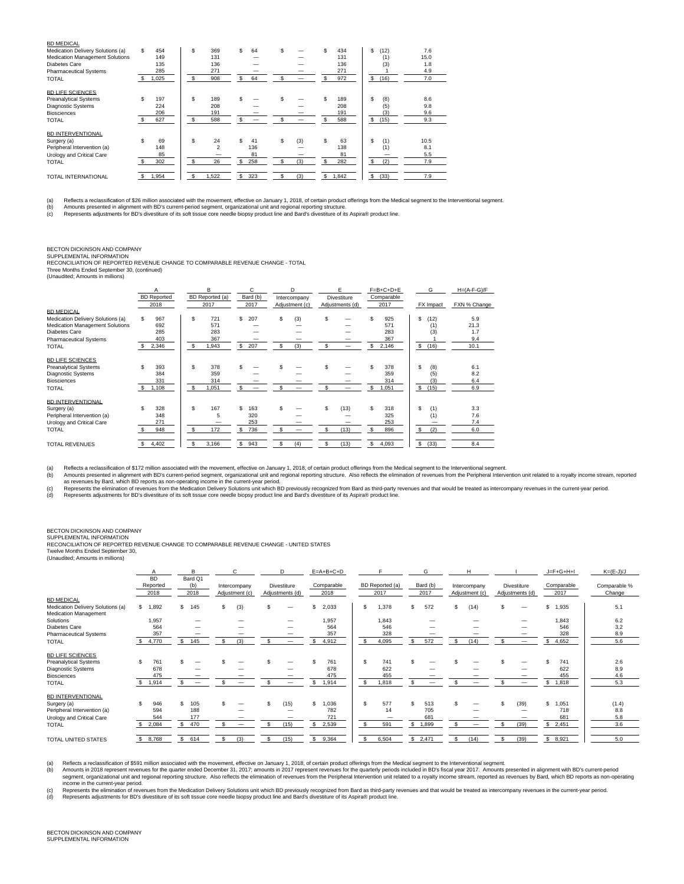| | | | | | | | |
|---|---|---|---|---|---|---|---|
| **BD MEDICAL** | | | | | | | |
| Medication Delivery Solutions (a) | $ 454 | $ 369 | $ 64 | $ — | $ 434 | $ (12) | 7.6 |
| Medication Management Solutions | 149 | 131 | — | — | 131 | (1) | 15.0 |
| Diabetes Care | 135 | 136 | — | — | 136 | (3) | 1.8 |
| Pharmaceutical Systems | 285 | 271 | — | — | 271 | 1 | 4.9 |
| TOTAL | $ 1,025 | $ 908 | $ 64 | $ — | $ 972 | $ (16) | 7.0 |
| **BD LIFE SCIENCES** | | | | | | | |
| Preanalytical Systems | $ 197 | $ 189 | $ — | $ — | $ 189 | $ (8) | 8.6 |
| Diagnostic Systems | 224 | 208 | — | — | 208 | (5) | 9.8 |
| Biosciences | 206 | 191 | — | — | 191 | (3) | 9.6 |
| TOTAL | $ 627 | $ 588 | $ — | $ — | $ 588 | $ (15) | 9.3 |
| **BD INTERVENTIONAL** | | | | | | | |
| Surgery (a) | $ 69 | $ 24 | $ 41 | $ (3) | $ 63 | $ (1) | 10.5 |
| Peripheral Intervention (a) | 148 | 2 | 136 | — | 138 | (1) | 8.1 |
| Urology and Critical Care | 85 | — | 81 | — | 81 | — | 5.5 |
| TOTAL | $ 302 | $ 26 | $ 258 | $ (3) | $ 282 | $ (2) | 7.9 |
| TOTAL INTERNATIONAL | $ 1,954 | $ 1,522 | $ 323 | $ (3) | $ 1,842 | $ (33) | 7.9 |

(a) Reflects a reclassification of $26 million associated with the movement, effective on January 1, 2018, of certain product offerings from the Medical segment to the Interventional segment.
(b) Amounts presented in alignment with BD's current-period segment, organizational unit and regional reporting structure.
(c) Represents adjustments for BD's divestiture of its soft tissue core needle biopsy product line and Bard's divestiture of its Aspira® product line.

BECTON DICKINSON AND COMPANY
SUPPLEMENTAL INFORMATION
RECONCILIATION OF REPORTED REVENUE CHANGE TO COMPARABLE REVENUE CHANGE - TOTAL
Three Months Ended September 30, (continued)
(Unaudited; Amounts in millions)

| | A | B | C | D | E | F=B+C+D+E | G | H=(A-F-G)/F |
|---|---|---|---|---|---|---|---|---|
| | BD Reported 2018 | BD Reported (a) 2017 | Bard (b) 2017 | Intercompany Adjustment (c) | Divestiture Adjustments (d) | Comparable 2017 | FX Impact | FXN % Change |
| **BD MEDICAL** | | | | | | | | |
| Medication Delivery Solutions (a) | $ 967 | $ 721 | $ 207 | $ (3) | $ — | $ 925 | $ (12) | 5.9 |
| Medication Management Solutions | 692 | 571 | — | — | — | 571 | (1) | 21.3 |
| Diabetes Care | 285 | 283 | — | — | — | 283 | (3) | 1.7 |
| Pharmaceutical Systems | 403 | 367 | — | — | — | 367 | 1 | 9.4 |
| TOTAL | $ 2,346 | $ 1,943 | $ 207 | $ (3) | $ — | $ 2,146 | $ (16) | 10.1 |
| **BD LIFE SCIENCES** | | | | | | | | |
| Preanalytical Systems | $ 393 | $ 378 | $ — | $ — | $ — | $ 378 | $ (8) | 6.1 |
| Diagnostic Systems | 384 | 359 | — | — | — | 359 | (5) | 8.2 |
| Biosciences | 331 | 314 | — | — | — | 314 | (3) | 6.4 |
| TOTAL | $ 1,108 | $ 1,051 | $ — | $ — | $ — | $ 1,051 | $ (15) | 6.9 |
| **BD INTERVENTIONAL** | | | | | | | | |
| Surgery (a) | $ 328 | $ 167 | $ 163 | $ — | $ (13) | $ 318 | $ (1) | 3.3 |
| Peripheral Intervention (a) | 348 | 5 | 320 | — | — | 325 | (1) | 7.6 |
| Urology and Critical Care | 271 | — | 253 | — | — | 253 | — | 7.4 |
| TOTAL | $ 948 | $ 172 | $ 736 | $ — | $ (13) | $ 896 | $ (2) | 6.0 |
| TOTAL REVENUES | $ 4,402 | $ 3,166 | $ 943 | $ (4) | $ (13) | $ 4,093 | $ (33) | 8.4 |

(a) Reflects a reclassification of $172 million associated with the movement, effective on January 1, 2018, of certain product offerings from the Medical segment to the Interventional segment.
(b) Amounts presented in alignment with BD's current-period segment, organizational unit and regional reporting structure. Also reflects the elimination of revenues from the Peripheral Intervention unit related to a royalty income stream, reported as revenues by Bard, which BD reports as non-operating income in the current-year period.
(c) Represents the elimination of revenues from the Medication Delivery Solutions unit which BD previously recognized from Bard as third-party revenues and that would be treated as intercompany revenues in the current-year period.
(d) Represents adjustments for BD's divestiture of its soft tissue core needle biopsy product line and Bard's divestiture of its Aspira® product line.

BECTON DICKINSON AND COMPANY
SUPPLEMENTAL INFORMATION
RECONCILIATION OF REPORTED REVENUE CHANGE TO COMPARABLE REVENUE CHANGE - UNITED STATES
Twelve Months Ended September 30,
(Unaudited; Amounts in millions)

| | A | B | C | D | E=A+B+C+D | F | G | H | I | J=F+G+H+I | K=(E-J)/J |
|---|---|---|---|---|---|---|---|---|---|---|---|
| | BD Reported 2018 | Bard Q1 (b) 2018 | Intercompany Adjustment (c) | Divestiture Adjustments (d) | Comparable 2018 | BD Reported (a) 2017 | Bard (b) 2017 | Intercompany Adjustment (c) | Divestiture Adjustments (d) | Comparable 2017 | Comparable % Change |
| **BD MEDICAL** | | | | | | | | | | | |
| Medication Delivery Solutions (a) | $ 1,892 | $ 145 | $ (3) | $ — | $ 2,033 | $ 1,378 | $ 572 | $ (14) | $ — | $ 1,935 | 5.1 |
| Medication Management Solutions | 1,957 | — | — | — | 1,957 | 1,843 | — | — | — | 1,843 | 6.2 |
| Diabetes Care | 564 | — | — | — | 564 | 546 | — | — | — | 546 | 3.2 |
| Pharmaceutical Systems | 357 | — | — | — | 357 | 328 | — | — | — | 328 | 8.9 |
| TOTAL | $ 4,770 | $ 145 | $ (3) | $ — | $ 4,912 | $ 4,095 | $ 572 | $ (14) | $ — | $ 4,652 | 5.6 |
| **BD LIFE SCIENCES** | | | | | | | | | | | |
| Preanalytical Systems | $ 761 | $ — | $ — | $ — | $ 761 | $ 741 | $ — | $ — | $ — | $ 741 | 2.6 |
| Diagnostic Systems | 678 | — | — | — | 678 | 622 | — | — | — | 622 | 8.9 |
| Biosciences | 475 | — | — | — | 475 | 455 | — | — | — | 455 | 4.6 |
| TOTAL | $ 1,914 | $ — | $ — | $ — | $ 1,914 | $ 1,818 | $ — | $ — | $ — | $ 1,818 | 5.3 |
| **BD INTERVENTIONAL** | | | | | | | | | | | |
| Surgery (a) | $ 946 | $ 105 | $ — | $ (15) | $ 1,036 | $ 577 | $ 513 | $ — | $ (39) | $ 1,051 | (1.4) |
| Peripheral Intervention (a) | 594 | 188 | — | — | 782 | 14 | 705 | — | — | 718 | 8.8 |
| Urology and Critical Care | 544 | 177 | — | — | 721 | — | 681 | — | — | 681 | 5.8 |
| TOTAL | $ 2,084 | $ 470 | $ — | $ (15) | $ 2,539 | $ 591 | $ 1,899 | $ — | $ (39) | $ 2,451 | 3.6 |
| TOTAL UNITED STATES | $ 8,768 | $ 614 | $ (3) | $ (15) | $ 9,364 | $ 6,504 | $ 2,471 | $ (14) | $ (39) | $ 8,921 | 5.0 |

(a) Reflects a reclassification of $591 million associated with the movement, effective on January 1, 2018, of certain product offerings from the Medical segment to the Interventional segment.
(b) Amounts in 2018 represent revenues for the quarter ended December 31, 2017; amounts in 2017 represent revenues for the quarterly periods included in BD's fiscal year 2017. Amounts presented in alignment with BD's current-period segment, organizational unit and regional reporting structure. Also reflects the elimination of revenues from the Peripheral Intervention unit related to a royalty income stream, reported as revenues by Bard, which BD reports as non-operating income in the current-year period.
(c) Represents the elimination of revenues from the Medication Delivery Solutions unit which BD previously recognized from Bard as third-party revenues and that would be treated as intercompany revenues in the current-year period.
(d) Represents adjustments for BD's divestiture of its soft tissue core needle biopsy product line and Bard's divestiture of its Aspira® product line.

BECTON DICKINSON AND COMPANY
SUPPLEMENTAL INFORMATION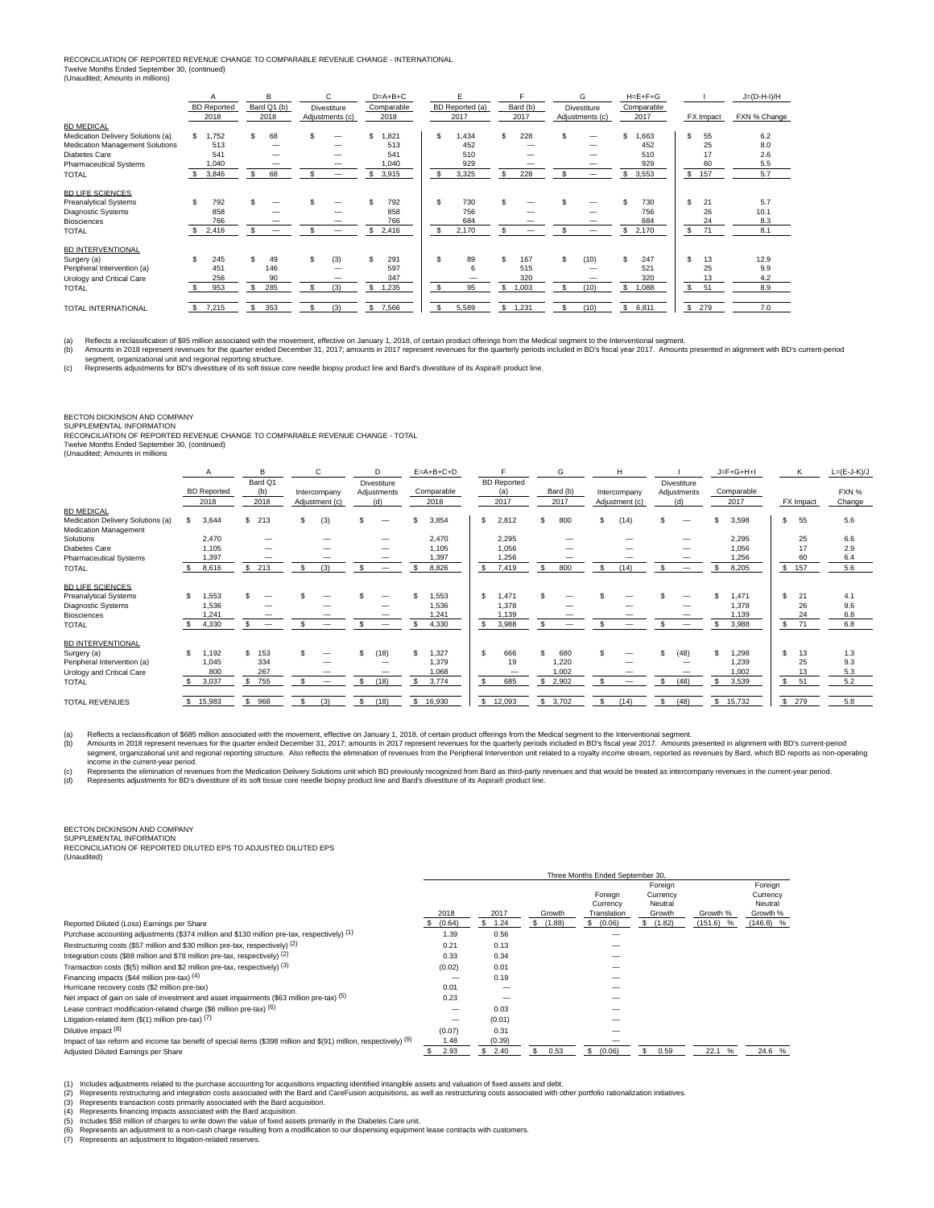RECONCILIATION OF REPORTED REVENUE CHANGE TO COMPARABLE REVENUE CHANGE - INTERNATIONAL
Twelve Months Ended September 30, (continued)
(Unaudited; Amounts in millions)

| | A | B | C | D=A+B+C | E | F | G | H=E+F+G | I | J=(D-H-I)/H |
|---|---|---|---|---|---|---|---|---|---|---|
| | BD Reported 2018 | Bard Q1 (b) 2018 | Divestiture Adjustments (c) | Comparable 2018 | BD Reported (a) 2017 | Bard (b) 2017 | Divestiture Adjustments (c) | Comparable 2017 | FX Impact | FXN % Change |
| **BD MEDICAL** | | | | | | | | | | |
| Medication Delivery Solutions (a) | $ 1,752 | $ 68 | $ — | $ 1,821 | $ 1,434 | $ 228 | $ — | $ 1,663 | $ 55 | 6.2 |
| Medication Management Solutions | 513 | — | — | 513 | 452 | — | — | 452 | 25 | 8.0 |
| Diabetes Care | 541 | — | — | 541 | 510 | — | — | 510 | 17 | 2.6 |
| Pharmaceutical Systems | 1,040 | — | — | 1,040 | 929 | — | — | 929 | 60 | 5.5 |
| TOTAL | $ 3,846 | $ 68 | $ — | $ 3,915 | $ 3,325 | $ 228 | $ — | $ 3,553 | $ 157 | 5.7 |
| **BD LIFE SCIENCES** | | | | | | | | | | |
| Preanalytical Systems | $ 792 | $ — | $ — | $ 792 | $ 730 | $ — | $ — | $ 730 | $ 21 | 5.7 |
| Diagnostic Systems | 858 | — | — | 858 | 756 | — | — | 756 | 26 | 10.1 |
| Biosciences | 766 | — | — | 766 | 684 | — | — | 684 | 24 | 8.3 |
| TOTAL | $ 2,416 | $ — | $ — | $ 2,416 | $ 2,170 | $ — | $ — | $ 2,170 | $ 71 | 8.1 |
| **BD INTERVENTIONAL** | | | | | | | | | | |
| Surgery (a) | $ 245 | $ 49 | $ (3) | $ 291 | $ 89 | $ 167 | $ (10) | $ 247 | $ 13 | 12.9 |
| Peripheral Intervention (a) | 451 | 146 | — | 597 | 6 | 515 | — | 521 | 25 | 9.9 |
| Urology and Critical Care | 256 | 90 | — | 347 | — | 320 | — | 320 | 13 | 4.2 |
| TOTAL | $ 953 | $ 285 | $ (3) | $ 1,235 | $ 95 | $ 1,003 | $ (10) | $ 1,088 | $ 51 | 8.9 |
| TOTAL INTERNATIONAL | $ 7,215 | $ 353 | $ (3) | $ 7,566 | $ 5,589 | $ 1,231 | $ (10) | $ 6,811 | $ 279 | 7.0 |

(a) Reflects a reclassification of $95 million associated with the movement, effective on January 1, 2018, of certain product offerings from the Medical segment to the Interventional segment.
(b) Amounts in 2018 represent revenues for the quarter ended December 31, 2017; amounts in 2017 represent revenues for the quarterly periods included in BD's fiscal year 2017. Amounts presented in alignment with BD's current-period segment, organizational unit and regional reporting structure.
(c) Represents adjustments for BD's divestiture of its soft tissue core needle biopsy product line and Bard's divestiture of its Aspira® product line.

BECTON DICKINSON AND COMPANY
SUPPLEMENTAL INFORMATION
RECONCILIATION OF REPORTED REVENUE CHANGE TO COMPARABLE REVENUE CHANGE - TOTAL
Twelve Months Ended September 30, (continued)
(Unaudited; Amounts in millions

| | A | B | C | D | E=A+B+C+D | F | G | H | I | J=F+G+H+I | K | L=(E-J-K)/J |
|---|---|---|---|---|---|---|---|---|---|---|---|---|
| | BD Reported 2018 | Bard Q1 (b) 2018 | Intercompany Adjustment (c) | Divestiture Adjustments (d) | Comparable 2018 | BD Reported (a) 2017 | Bard (b) 2017 | Intercompany Adjustment (c) | Divestiture Adjustments (d) | Comparable 2017 | FX Impact | FXN % Change |
| **BD MEDICAL** | | | | | | | | | | | | |
| Medication Delivery Solutions (a) | $ 3,644 | $ 213 | $ (3) | $ — | $ 3,854 | $ 2,812 | $ 800 | $ (14) | $ — | $ 3,598 | $ 55 | 5.6 |
| Medication Management Solutions | 2,470 | — | — | — | 2,470 | 2,295 | — | — | — | 2,295 | 25 | 6.6 |
| Diabetes Care | 1,105 | — | — | — | 1,105 | 1,056 | — | — | — | 1,056 | 17 | 2.9 |
| Pharmaceutical Systems | 1,397 | — | — | — | 1,397 | 1,256 | — | — | — | 1,256 | 60 | 6.4 |
| TOTAL | $ 8,616 | $ 213 | $ (3) | $ — | $ 8,826 | $ 7,419 | $ 800 | $ (14) | $ — | $ 8,205 | $ 157 | 5.6 |
| **BD LIFE SCIENCES** | | | | | | | | | | | | |
| Preanalytical Systems | $ 1,553 | $ — | $ — | $ — | $ 1,553 | $ 1,471 | $ — | $ — | $ — | $ 1,471 | $ 21 | 4.1 |
| Diagnostic Systems | 1,536 | — | — | — | 1,536 | 1,378 | — | — | — | 1,378 | 26 | 9.6 |
| Biosciences | 1,241 | — | — | — | 1,241 | 1,139 | — | — | — | 1,139 | 24 | 6.8 |
| TOTAL | $ 4,330 | $ — | $ — | $ — | $ 4,330 | $ 3,988 | $ — | $ — | $ — | $ 3,988 | $ 71 | 6.8 |
| **BD INTERVENTIONAL** | | | | | | | | | | | | |
| Surgery (a) | $ 1,192 | $ 153 | $ — | $ (18) | $ 1,327 | $ 666 | $ 680 | $ — | $ (48) | $ 1,298 | $ 13 | 1.3 |
| Peripheral Intervention (a) | 1,045 | 334 | — | — | 1,379 | 19 | 1,220 | — | — | 1,239 | 25 | 9.3 |
| Urology and Critical Care | 800 | 267 | — | — | 1,068 | — | 1,002 | — | — | 1,002 | 13 | 5.3 |
| TOTAL | $ 3,037 | $ 755 | $ — | $ (18) | $ 3,774 | $ 685 | $ 2,902 | $ — | $ (48) | $ 3,539 | $ 51 | 5.2 |
| TOTAL REVENUES | $ 15,983 | $ 968 | $ (3) | $ (18) | $ 16,930 | $ 12,093 | $ 3,702 | $ (14) | $ (48) | $ 15,732 | $ 279 | 5.8 |

(a) Reflects a reclassification of $685 million associated with the movement, effective on January 1, 2018, of certain product offerings from the Medical segment to the Interventional segment.
(b) Amounts in 2018 represent revenues for the quarter ended December 31, 2017; amounts in 2017 represent revenues for the quarterly periods included in BD's fiscal year 2017. Amounts presented in alignment with BD's current-period segment, organizational unit and regional reporting structure. Also reflects the elimination of revenues from the Peripheral Intervention unit related to a royalty income stream, reported as revenues by Bard, which BD reports as non-operating income in the current-year period.
(c) Represents the elimination of revenues from the Medication Delivery Solutions unit which BD previously recognized from Bard as third-party revenues and that would be treated as intercompany revenues in the current-year period.
(d) Represents adjustments for BD's divestiture of its soft tissue core needle biopsy product line and Bard's divestiture of its Aspira® product line.

BECTON DICKINSON AND COMPANY
SUPPLEMENTAL INFORMATION
RECONCILIATION OF REPORTED DILUTED EPS TO ADJUSTED DILUTED EPS
(Unaudited)

| | Three Months Ended September 30, | | | | | | |
|---|---|---|---|---|---|---|---|
| | 2018 | 2017 | Growth | Foreign Currency Translation | Foreign Currency Neutral Growth | Growth % | Foreign Currency Neutral Growth % |
| Reported Diluted (Loss) Earnings per Share | $ (0.64) | $ 1.24 | $ (1.88) | $ (0.06) | $ (1.82) | (151.6) % | (146.8) % |
| Purchase accounting adjustments ($374 million and $130 million pre-tax, respectively) (1) | 1.39 | 0.56 | | — | | | |
| Restructuring costs ($57 million and $30 million pre-tax, respectively) (2) | 0.21 | 0.13 | | — | | | |
| Integration costs ($88 million and $78 million pre-tax, respectively) (2) | 0.33 | 0.34 | | — | | | |
| Transaction costs ($(5) million and $2 million pre-tax, respectively) (3) | (0.02) | 0.01 | | — | | | |
| Financing impacts ($44 million pre-tax) (4) | — | 0.19 | | — | | | |
| Hurricane recovery costs ($2 million pre-tax) | 0.01 | — | | — | | | |
| Net impact of gain on sale of investment and asset impairments ($63 million pre-tax) (5) | 0.23 | — | | — | | | |
| Lease contract modification-related charge ($6 million pre-tax) (6) | — | 0.03 | | — | | | |
| Litigation-related item ($(1) million pre-tax) (7) | — | (0.01) | | — | | | |
| Dilutive impact (8) | (0.07) | 0.31 | | — | | | |
| Impact of tax reform and income tax benefit of special items ($398 million and $(91) million, respectively) (9) | 1.48 | (0.39) | | — | | | |
| Adjusted Diluted Earnings per Share | $ 2.93 | $ 2.40 | $ 0.53 | $ (0.06) | $ 0.59 | 22.1 % | 24.6 % |

(1) Includes adjustments related to the purchase accounting for acquisitions impacting identified intangible assets and valuation of fixed assets and debt.
(2) Represents restructuring and integration costs associated with the Bard and CareFusion acquisitions, as well as restructuring costs associated with other portfolio rationalization initiatives.
(3) Represents transaction costs primarily associated with the Bard acquisition.
(4) Represents financing impacts associated with the Bard acquisition.
(5) Includes $58 million of charges to write down the value of fixed assets primarily in the Diabetes Care unit.
(6) Represents an adjustment to a non-cash charge resulting from a modification to our dispensing equipment lease contracts with customers.
(7) Represents an adjustment to litigation-related reserves.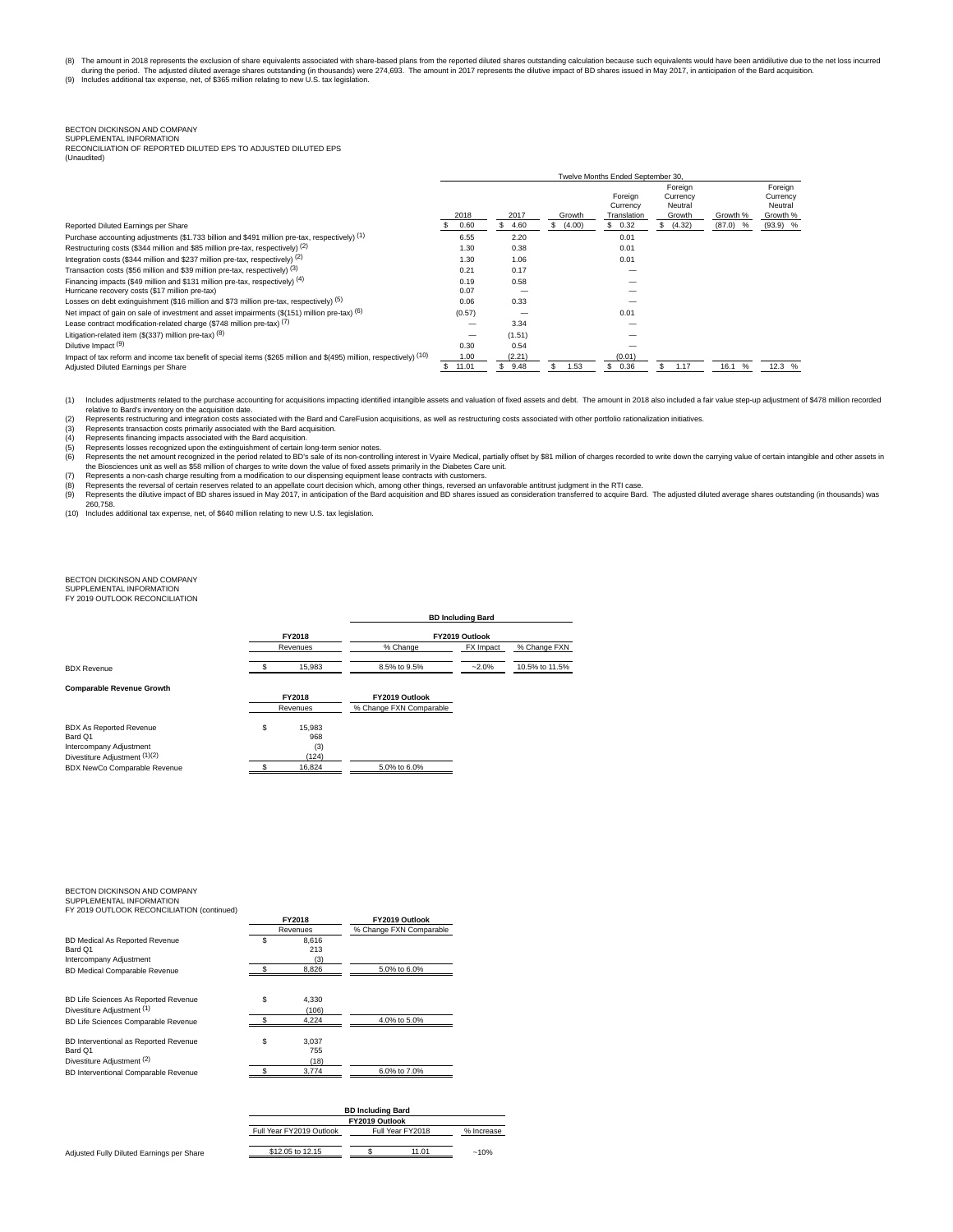(8) The amount in 2018 represents the exclusion of share equivalents associated with share-based plans from the reported diluted shares outstanding calculation because such equivalents would have been antidilutive due to the net loss incurred during the period. The adjusted diluted average shares outstanding (in thousands) were 274,693. The amount in 2017 represents the dilutive impact of BD shares issued in May 2017, in anticipation of the Bard acquisition.
(9) Includes additional tax expense, net, of $365 million relating to new U.S. tax legislation.

BECTON DICKINSON AND COMPANY
SUPPLEMENTAL INFORMATION
RECONCILIATION OF REPORTED DILUTED EPS TO ADJUSTED DILUTED EPS
(Unaudited)

| | Twelve Months Ended September 30, | | | | | | |
|---|---|---|---|---|---|---|---|
| | 2018 | 2017 | Growth | Foreign Currency Translation | Foreign Currency Neutral Growth | Growth % | Foreign Currency Neutral Growth % |
| Reported Diluted Earnings per Share | $ 0.60 | $ 4.60 | $ (4.00) | $ 0.32 | $ (4.32) | (87.0) % | (93.9) % |
| Purchase accounting adjustments ($1.733 billion and $491 million pre-tax, respectively) (1) | 6.55 | 2.20 | | 0.01 | | | |
| Restructuring costs ($344 million and $85 million pre-tax, respectively) (2) | 1.30 | 0.38 | | 0.01 | | | |
| Integration costs ($344 million and $237 million pre-tax, respectively) (2) | 1.30 | 1.06 | | 0.01 | | | |
| Transaction costs ($56 million and $39 million pre-tax, respectively) (3) | 0.21 | 0.17 | | — | | | |
| Financing impacts ($49 million and $131 million pre-tax, respectively) (4) | 0.19 | 0.58 | | — | | | |
| Hurricane recovery costs ($17 million pre-tax) | 0.07 | — | | — | | | |
| Losses on debt extinguishment ($16 million and $73 million pre-tax, respectively) (5) | 0.06 | 0.33 | | — | | | |
| Net impact of gain on sale of investment and asset impairments ($(151) million pre-tax) (6) | (0.57) | — | | 0.01 | | | |
| Lease contract modification-related charge ($748 million pre-tax) (7) | — | 3.34 | | — | | | |
| Litigation-related item ($(337) million pre-tax) (8) | — | (1.51) | | — | | | |
| Dilutive Impact (9) | 0.30 | 0.54 | | — | | | |
| Impact of tax reform and income tax benefit of special items ($265 million and $(495) million, respectively) (10) | 1.00 | (2.21) | | (0.01) | | | |
| Adjusted Diluted Earnings per Share | $ 11.01 | $ 9.48 | $ 1.53 | $ 0.36 | $ 1.17 | 16.1 % | 12.3 % |

(1) Includes adjustments related to the purchase accounting for acquisitions impacting identified intangible assets and valuation of fixed assets and debt. The amount in 2018 also included a fair value step-up adjustment of $478 million recorded relative to Bard's inventory on the acquisition date.
(2) Represents restructuring and integration costs associated with the Bard and CareFusion acquisitions, as well as restructuring costs associated with other portfolio rationalization initiatives.
(3) Represents transaction costs primarily associated with the Bard acquisition.
(4) Represents financing impacts associated with the Bard acquisition.
(5) Represents losses recognized upon the extinguishment of certain long-term senior notes.
(6) Represents the net amount recognized in the period related to BD's sale of its non-controlling interest in Vyaire Medical, partially offset by $81 million of charges recorded to write down the carrying value of certain intangible and other assets in the Biosciences unit as well as $58 million of charges to write down the value of fixed assets primarily in the Diabetes Care unit.
(7) Represents a non-cash charge resulting from a modification to our dispensing equipment lease contracts with customers.
(8) Represents the reversal of certain reserves related to an appellate court decision which, among other things, reversed an unfavorable antitrust judgment in the RTI case.
(9) Represents the dilutive impact of BD shares issued in May 2017, in anticipation of the Bard acquisition and BD shares issued as consideration transferred to acquire Bard. The adjusted diluted average shares outstanding (in thousands) was 260,758.
(10) Includes additional tax expense, net, of $640 million relating to new U.S. tax legislation.

BECTON DICKINSON AND COMPANY
SUPPLEMENTAL INFORMATION
FY 2019 OUTLOOK RECONCILIATION

| | FY2018 | BD Including Bard | | |
|---|---|---|---|---|
| | | FY2019 Outlook | | |
| | Revenues | % Change | FX Impact | % Change FXN |
| BDX Revenue | $ 15,983 | 8.5% to 9.5% | ~2.0% | 10.5% to 11.5% |

**Comparable Revenue Growth**

| | FY2018 | FY2019 Outlook |
|---|---|---|
| | Revenues | % Change FXN Comparable |
| BDX As Reported Revenue | $ 15,983 | |
| Bard Q1 | 968 | |
| Intercompany Adjustment | (3) | |
| Divestiture Adjustment (1)(2) | (124) | |
| BDX NewCo Comparable Revenue | $ 16,824 | 5.0% to 6.0% |

BECTON DICKINSON AND COMPANY
SUPPLEMENTAL INFORMATION
FY 2019 OUTLOOK RECONCILIATION (continued)

| | FY2018 | FY2019 Outlook |
|---|---|---|
| | Revenues | % Change FXN Comparable |
| BD Medical As Reported Revenue | $ 8,616 | |
| Bard Q1 | 213 | |
| Intercompany Adjustment | (3) | |
| BD Medical Comparable Revenue | $ 8,826 | 5.0% to 6.0% |
| | | |
| BD Life Sciences As Reported Revenue | $ 4,330 | |
| Divestiture Adjustment (1) | (106) | |
| BD Life Sciences Comparable Revenue | $ 4,224 | 4.0% to 5.0% |
| | | |
| BD Interventional as Reported Revenue | $ 3,037 | |
| Bard Q1 | 755 | |
| Divestiture Adjustment (2) | (18) | |
| BD Interventional Comparable Revenue | $ 3,774 | 6.0% to 7.0% |

| | BD Including Bard | | |
|---|---|---|---|
| | FY2019 Outlook | | |
| | Full Year FY2019 Outlook | Full Year FY2018 | % Increase |
| Adjusted Fully Diluted Earnings per Share | $12.05 to 12.15 | $ 11.01 | ~10% |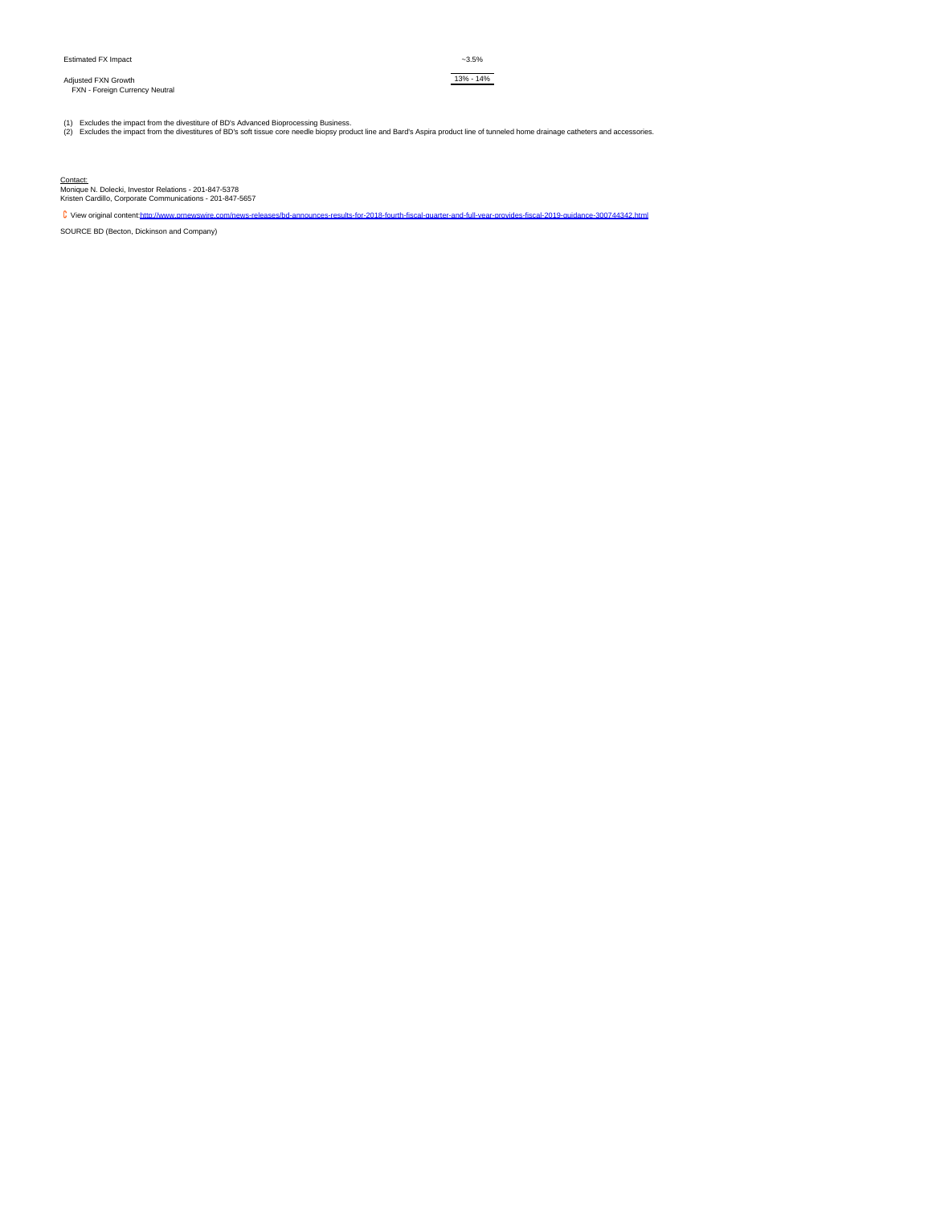| | |
|---|---|
| Estimated FX Impact | ~3.5% |
| Adjusted FXN Growth | 13% - 14% |
| FXN - Foreign Currency Neutral | |

(1) Excludes the impact from the divestiture of BD's Advanced Bioprocessing Business.
(2) Excludes the impact from the divestitures of BD's soft tissue core needle biopsy product line and Bard's Aspira product line of tunneled home drainage catheters and accessories.

Contact:
Monique N. Dolecki, Investor Relations - 201-847-5378
Kristen Cardillo, Corporate Communications - 201-847-5657

View original content:http://www.prnewswire.com/news-releases/bd-announces-results-for-2018-fourth-fiscal-quarter-and-full-year-provides-fiscal-2019-guidance-300744342.html

SOURCE BD (Becton, Dickinson and Company)